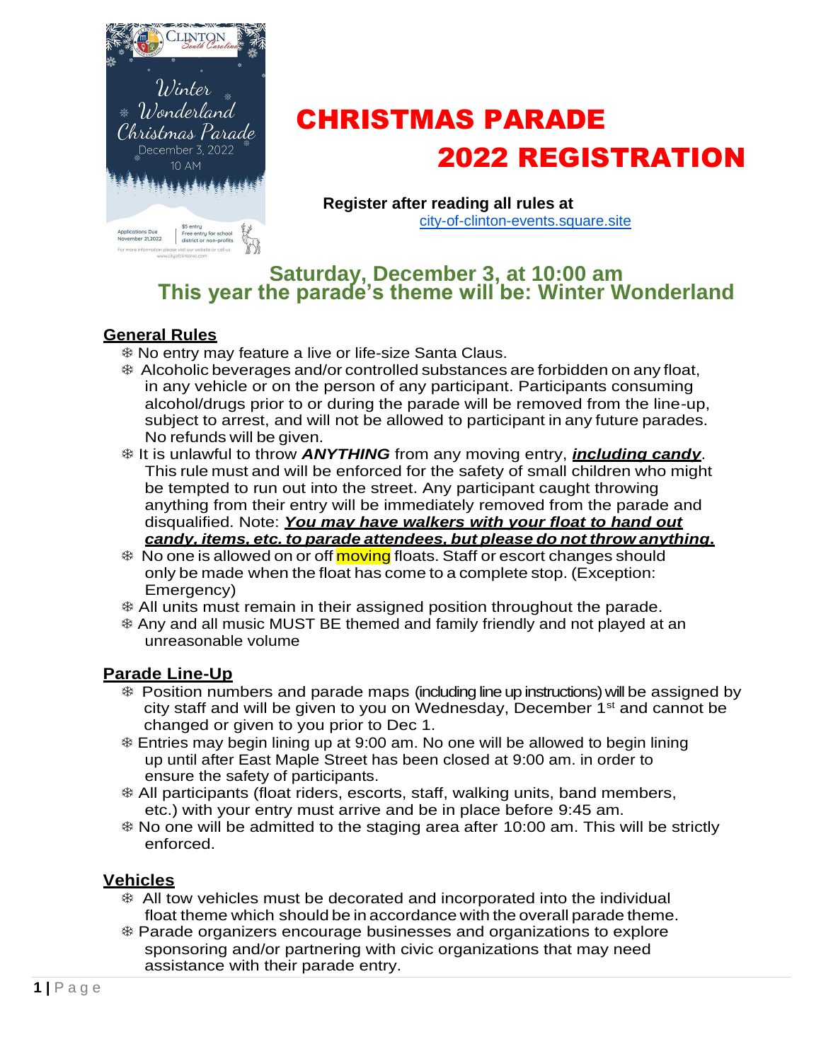# CHRISTMAS PARADE 2022 REGISTRATION

**Register after reading all rules at** city-of-clinton-events.square.site

## Saturday, December 3, at 10:00 am
## This year the parade's theme will be: Winter Wonderland

### General Rules

- ❄ No entry may feature a live or life-size Santa Claus.
- ❄ Alcoholic beverages and/or controlled substances are forbidden on any float, in any vehicle or on the person of any participant. Participants consuming alcohol/drugs prior to or during the parade will be removed from the line-up, subject to arrest, and will not be allowed to participant in any future parades. No refunds will be given.
- ❄ It is unlawful to throw ***ANYTHING*** from any moving entry, ***including candy***. This rule must and will be enforced for the safety of small children who might be tempted to run out into the street. Any participant caught throwing anything from their entry will be immediately removed from the parade and disqualified. Note: ***You may have walkers with your float to hand out candy, items, etc. to parade attendees, but please do not throw anything.***
- ❄ No one is allowed on or off moving floats. Staff or escort changes should only be made when the float has come to a complete stop. (Exception: Emergency)
- ❄ All units must remain in their assigned position throughout the parade.
- ❄ Any and all music MUST BE themed and family friendly and not played at an unreasonable volume

### Parade Line-Up

- ❄ Position numbers and parade maps (including line up instructions) will be assigned by city staff and will be given to you on Wednesday, December 1st and cannot be changed or given to you prior to Dec 1.
- ❄ Entries may begin lining up at 9:00 am. No one will be allowed to begin lining up until after East Maple Street has been closed at 9:00 am. in order to ensure the safety of participants.
- ❄ All participants (float riders, escorts, staff, walking units, band members, etc.) with your entry must arrive and be in place before 9:45 am.
- ❄ No one will be admitted to the staging area after 10:00 am. This will be strictly enforced.

### Vehicles

- ❄ All tow vehicles must be decorated and incorporated into the individual float theme which should be in accordance with the overall parade theme.
- ❄ Parade organizers encourage businesses and organizations to explore sponsoring and/or partnering with civic organizations that may need assistance with their parade entry.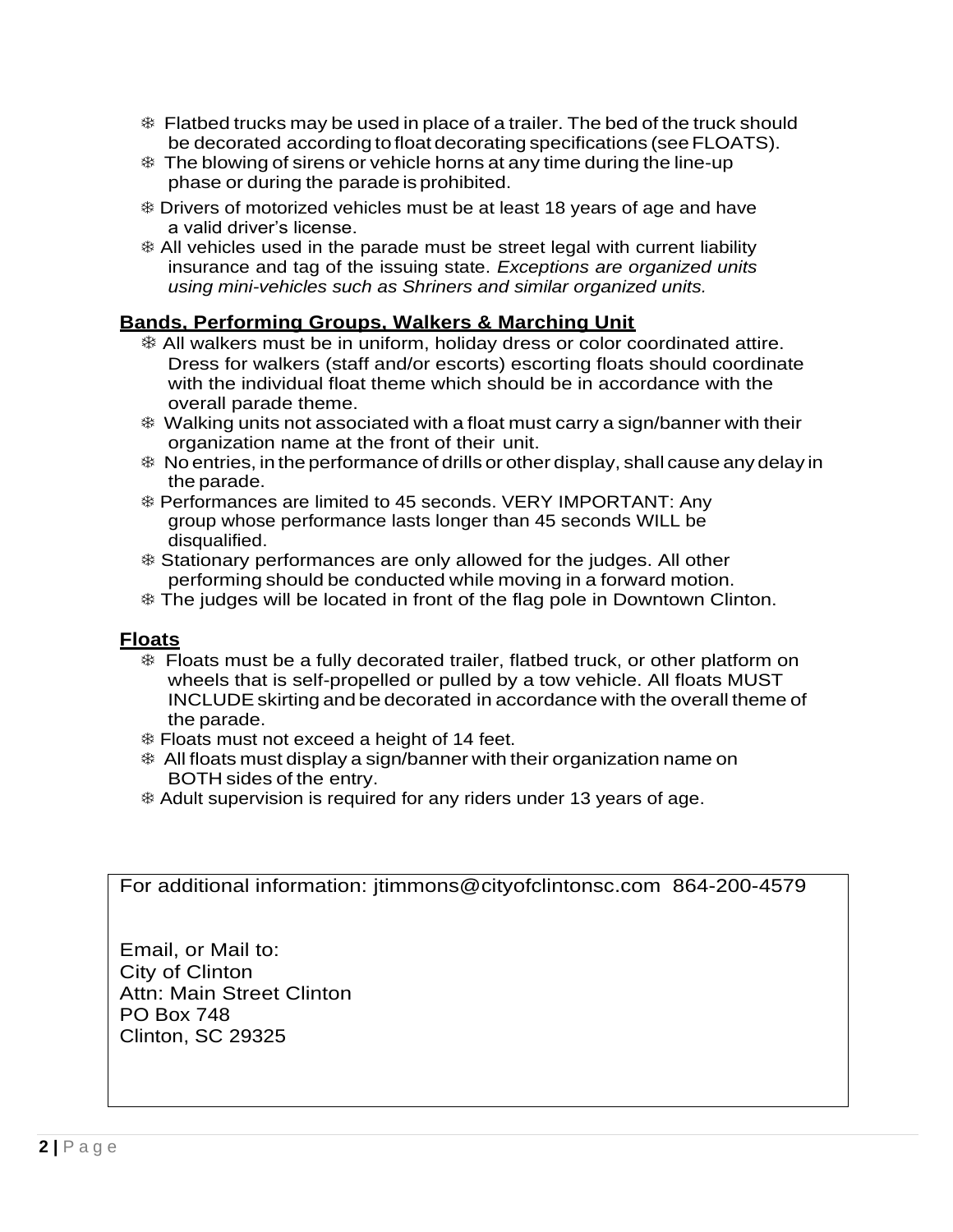- ❄ Flatbed trucks may be used in place of a trailer. The bed of the truck should be decorated according to float decorating specifications (see FLOATS).
- ❄ The blowing of sirens or vehicle horns at any time during the line-up phase or during the parade is prohibited.
- ❄ Drivers of motorized vehicles must be at least 18 years of age and have a valid driver's license.
- ❄ All vehicles used in the parade must be street legal with current liability insurance and tag of the issuing state. *Exceptions are organized units using mini-vehicles such as Shriners and similar organized units.*

## Bands, Performing Groups, Walkers & Marching Unit

- ❄ All walkers must be in uniform, holiday dress or color coordinated attire. Dress for walkers (staff and/or escorts) escorting floats should coordinate with the individual float theme which should be in accordance with the overall parade theme.
- ❄ Walking units not associated with a float must carry a sign/banner with their organization name at the front of their unit.
- ❄ No entries, in the performance of drills or other display, shall cause any delay in the parade.
- ❄ Performances are limited to 45 seconds. VERY IMPORTANT: Any group whose performance lasts longer than 45 seconds WILL be disqualified.
- ❄ Stationary performances are only allowed for the judges. All other performing should be conducted while moving in a forward motion.
- ❄ The judges will be located in front of the flag pole in Downtown Clinton.

## Floats

- ❄ Floats must be a fully decorated trailer, flatbed truck, or other platform on wheels that is self-propelled or pulled by a tow vehicle. All floats MUST INCLUDE skirting and be decorated in accordance with the overall theme of the parade.
- ❄ Floats must not exceed a height of 14 feet.
- ❄ All floats must display a sign/banner with their organization name on BOTH sides of the entry.
- ❄ Adult supervision is required for any riders under 13 years of age.

For additional information: jtimmons@cityofclintonsc.com 864-200-4579

Email, or Mail to:
City of Clinton
Attn: Main Street Clinton
PO Box 748
Clinton, SC 29325